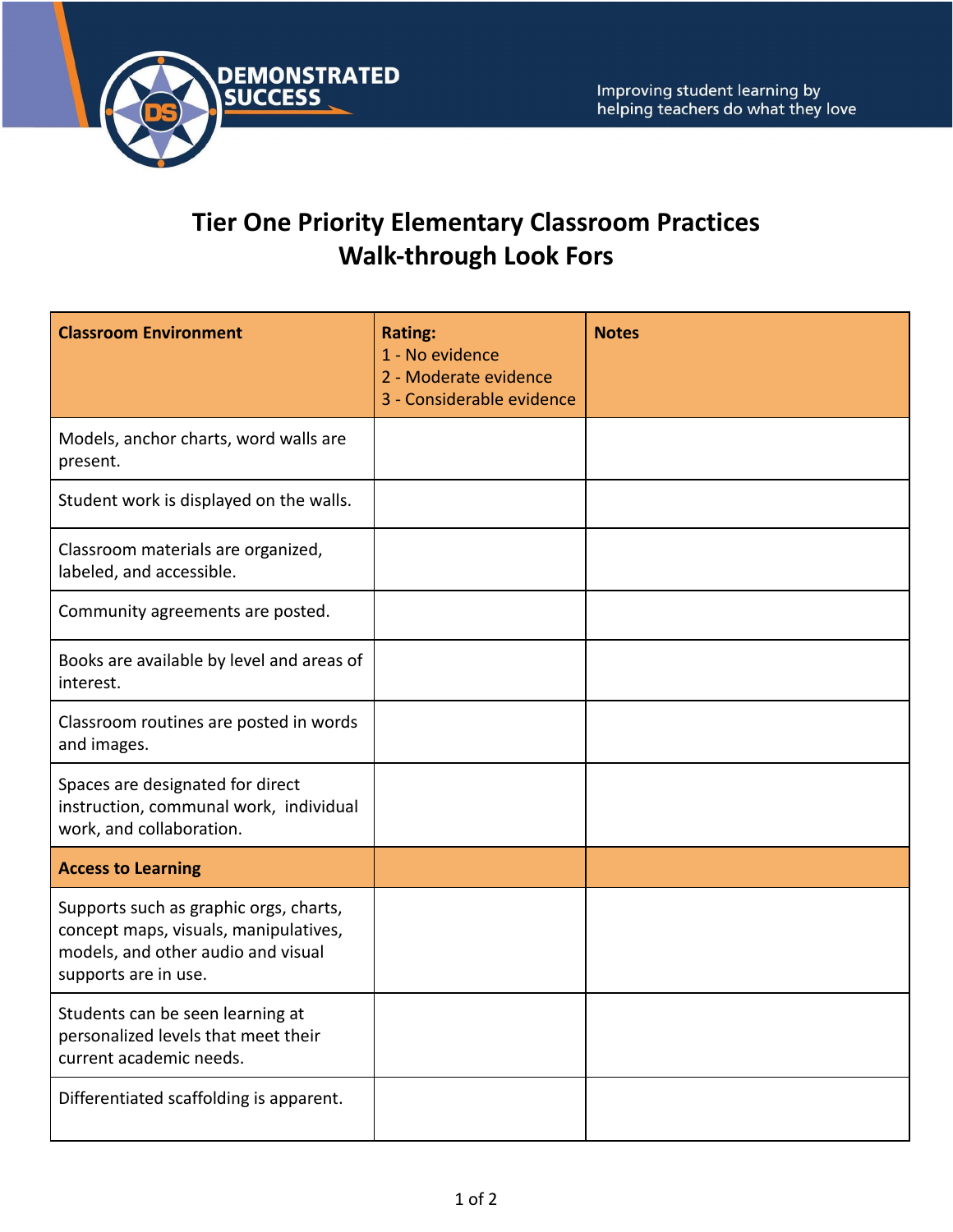DEMONSTRATED SUCCESS

Improving student learning by helping teachers do what they love

# Tier One Priority Elementary Classroom Practices
# Walk-through Look Fors

| **Classroom Environment** | **Rating:**<br>1 - No evidence<br>2 - Moderate evidence<br>3 - Considerable evidence | **Notes** |
|---|---|---|
| Models, anchor charts, word walls are present. | | |
| Student work is displayed on the walls. | | |
| Classroom materials are organized, labeled, and accessible. | | |
| Community agreements are posted. | | |
| Books are available by level and areas of interest. | | |
| Classroom routines are posted in words and images. | | |
| Spaces are designated for direct instruction, communal work, individual work, and collaboration. | | |
| **Access to Learning** | | |
| Supports such as graphic orgs, charts, concept maps, visuals, manipulatives, models, and other audio and visual supports are in use. | | |
| Students can be seen learning at personalized levels that meet their current academic needs. | | |
| Differentiated scaffolding is apparent. | | |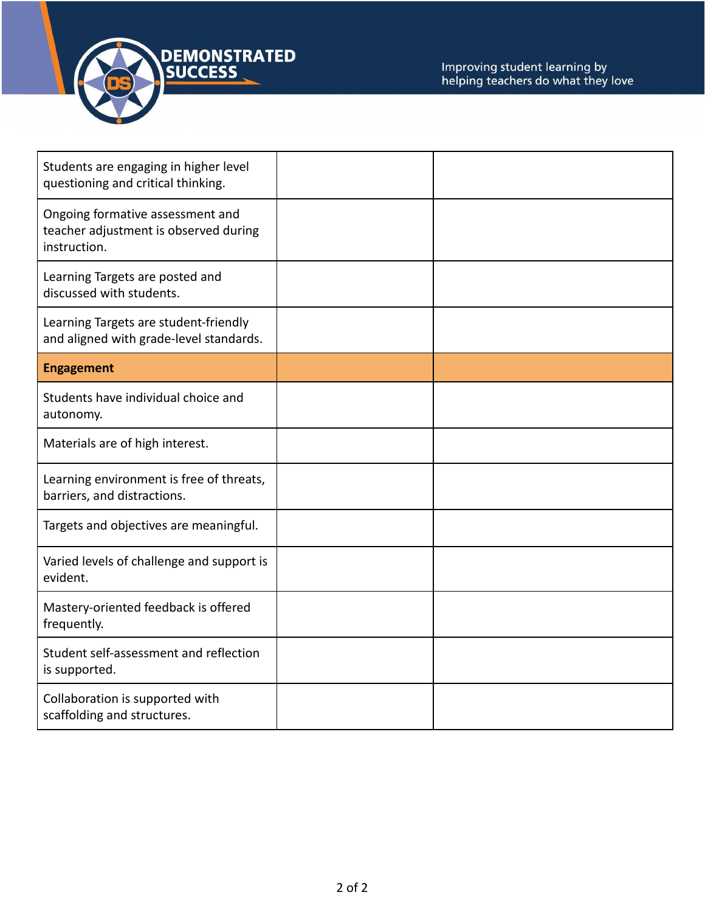| | | |
|---|---|---|
| Students are engaging in higher level questioning and critical thinking. | | |
| Ongoing formative assessment and teacher adjustment is observed during instruction. | | |
| Learning Targets are posted and discussed with students. | | |
| Learning Targets are student-friendly and aligned with grade-level standards. | | |
| **Engagement** | | |
| Students have individual choice and autonomy. | | |
| Materials are of high interest. | | |
| Learning environment is free of threats, barriers, and distractions. | | |
| Targets and objectives are meaningful. | | |
| Varied levels of challenge and support is evident. | | |
| Mastery-oriented feedback is offered frequently. | | |
| Student self-assessment and reflection is supported. | | |
| Collaboration is supported with scaffolding and structures. | | |